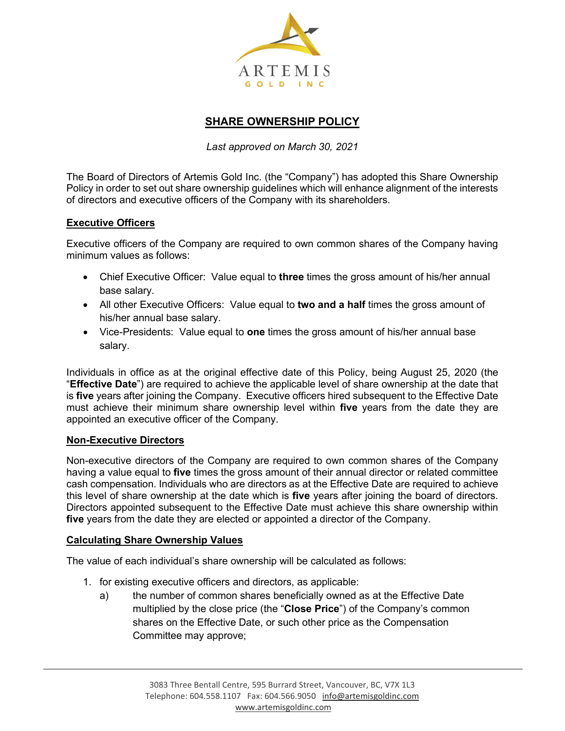# SHARE OWNERSHIP POLICY

*Last approved on March 30, 2021*

The Board of Directors of Artemis Gold Inc. (the "Company") has adopted this Share Ownership Policy in order to set out share ownership guidelines which will enhance alignment of the interests of directors and executive officers of the Company with its shareholders.

## Executive Officers

Executive officers of the Company are required to own common shares of the Company having minimum values as follows:

- Chief Executive Officer: Value equal to **three** times the gross amount of his/her annual base salary.
- All other Executive Officers: Value equal to **two and a half** times the gross amount of his/her annual base salary.
- Vice-Presidents: Value equal to **one** times the gross amount of his/her annual base salary.

Individuals in office as at the original effective date of this Policy, being August 25, 2020 (the "**Effective Date**") are required to achieve the applicable level of share ownership at the date that is **five** years after joining the Company. Executive officers hired subsequent to the Effective Date must achieve their minimum share ownership level within **five** years from the date they are appointed an executive officer of the Company.

## Non-Executive Directors

Non-executive directors of the Company are required to own common shares of the Company having a value equal to **five** times the gross amount of their annual director or related committee cash compensation. Individuals who are directors as at the Effective Date are required to achieve this level of share ownership at the date which is **five** years after joining the board of directors. Directors appointed subsequent to the Effective Date must achieve this share ownership within **five** years from the date they are elected or appointed a director of the Company.

## Calculating Share Ownership Values

The value of each individual's share ownership will be calculated as follows:

1. for existing executive officers and directors, as applicable:
   a) the number of common shares beneficially owned as at the Effective Date multiplied by the close price (the "**Close Price**") of the Company's common shares on the Effective Date, or such other price as the Compensation Committee may approve;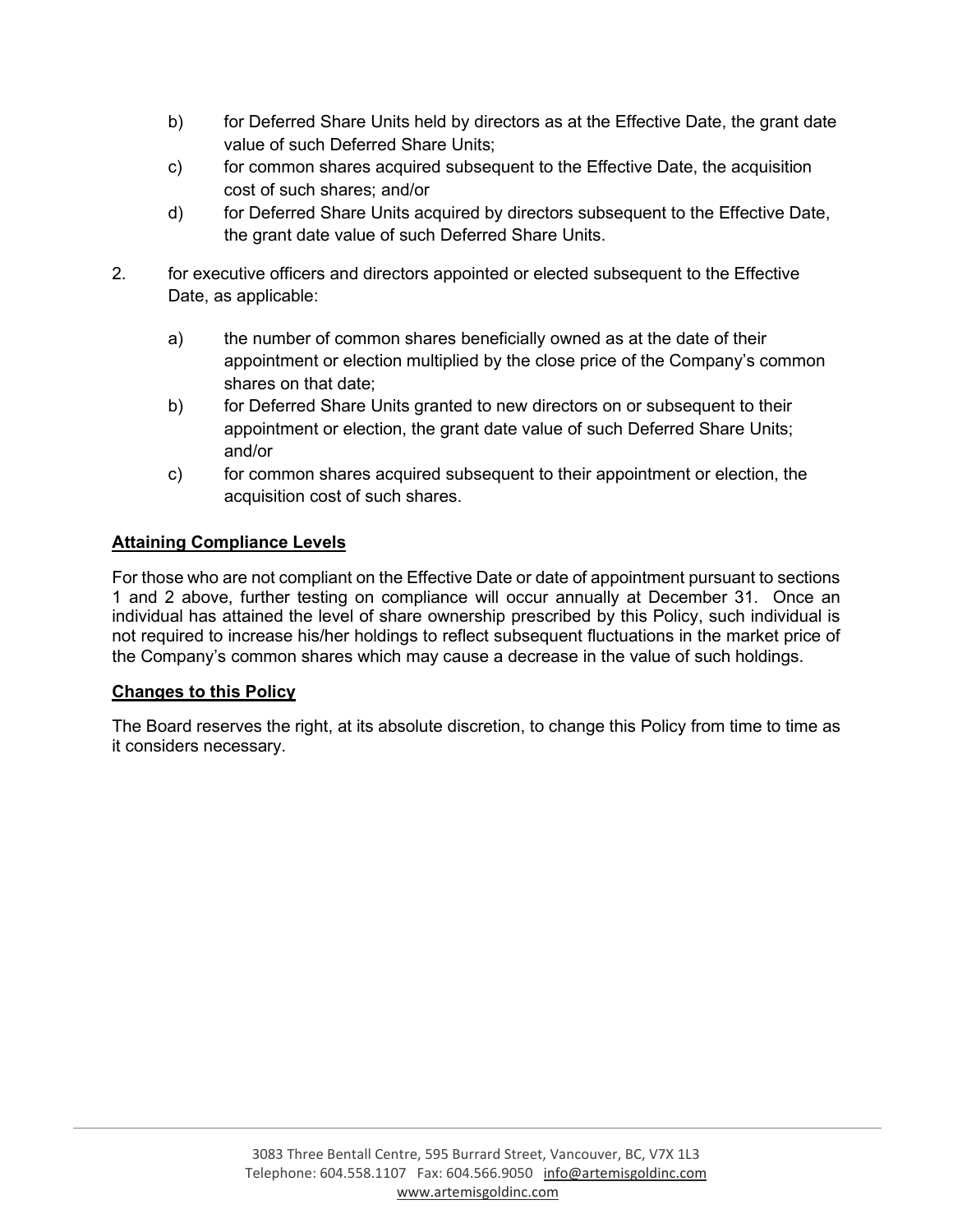b) for Deferred Share Units held by directors as at the Effective Date, the grant date value of such Deferred Share Units;

c) for common shares acquired subsequent to the Effective Date, the acquisition cost of such shares; and/or

d) for Deferred Share Units acquired by directors subsequent to the Effective Date, the grant date value of such Deferred Share Units.

2. for executive officers and directors appointed or elected subsequent to the Effective Date, as applicable:

   a) the number of common shares beneficially owned as at the date of their appointment or election multiplied by the close price of the Company's common shares on that date;

   b) for Deferred Share Units granted to new directors on or subsequent to their appointment or election, the grant date value of such Deferred Share Units; and/or

   c) for common shares acquired subsequent to their appointment or election, the acquisition cost of such shares.

**Attaining Compliance Levels**

For those who are not compliant on the Effective Date or date of appointment pursuant to sections 1 and 2 above, further testing on compliance will occur annually at December 31. Once an individual has attained the level of share ownership prescribed by this Policy, such individual is not required to increase his/her holdings to reflect subsequent fluctuations in the market price of the Company's common shares which may cause a decrease in the value of such holdings.

**Changes to this Policy**

The Board reserves the right, at its absolute discretion, to change this Policy from time to time as it considers necessary.